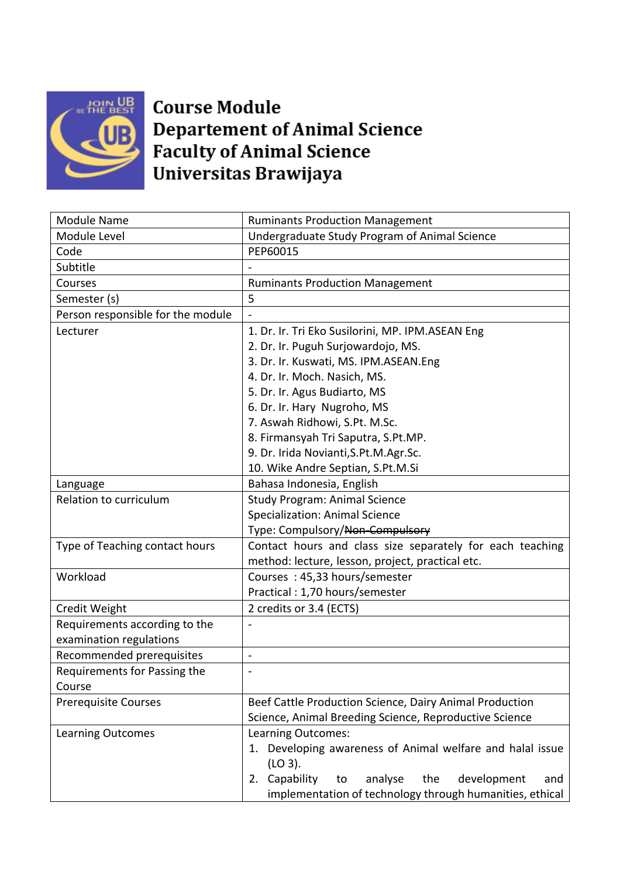# Course Module
# Departement of Animal Science
# Faculty of Animal Science
# Universitas Brawijaya

| Module Name | Ruminants Production Management |
|---|---|
| Module Level | Undergraduate Study Program of Animal Science |
| Code | PEP60015 |
| Subtitle | - |
| Courses | Ruminants Production Management |
| Semester (s) | 5 |
| Person responsible for the module | - |
| Lecturer | 1. Dr. Ir. Tri Eko Susilorini, MP. IPM.ASEAN Eng<br>2. Dr. Ir. Puguh Surjowardojo, MS.<br>3. Dr. Ir. Kuswati, MS. IPM.ASEAN.Eng<br>4. Dr. Ir. Moch. Nasich, MS.<br>5. Dr. Ir. Agus Budiarto, MS<br>6. Dr. Ir. Hary Nugroho, MS<br>7. Aswah Ridhowi, S.Pt. M.Sc.<br>8. Firmansyah Tri Saputra, S.Pt.MP.<br>9. Dr. Irida Novianti,S.Pt.M.Agr.Sc.<br>10. Wike Andre Septian, S.Pt.M.Si |
| Language | Bahasa Indonesia, English |
| Relation to curriculum | Study Program: Animal Science<br>Specialization: Animal Science<br>Type: Compulsory/~~Non-Compulsory~~ |
| Type of Teaching contact hours | Contact hours and class size separately for each teaching method: lecture, lesson, project, practical etc. |
| Workload | Courses : 45,33 hours/semester<br>Practical : 1,70 hours/semester |
| Credit Weight | 2 credits or 3.4 (ECTS) |
| Requirements according to the examination regulations | - |
| Recommended prerequisites | - |
| Requirements for Passing the Course | - |
| Prerequisite Courses | Beef Cattle Production Science, Dairy Animal Production Science, Animal Breeding Science, Reproductive Science |
| Learning Outcomes | Learning Outcomes:<br>1. Developing awareness of Animal welfare and halal issue (LO 3).<br>2. Capability to analyse the development and implementation of technology through humanities, ethical |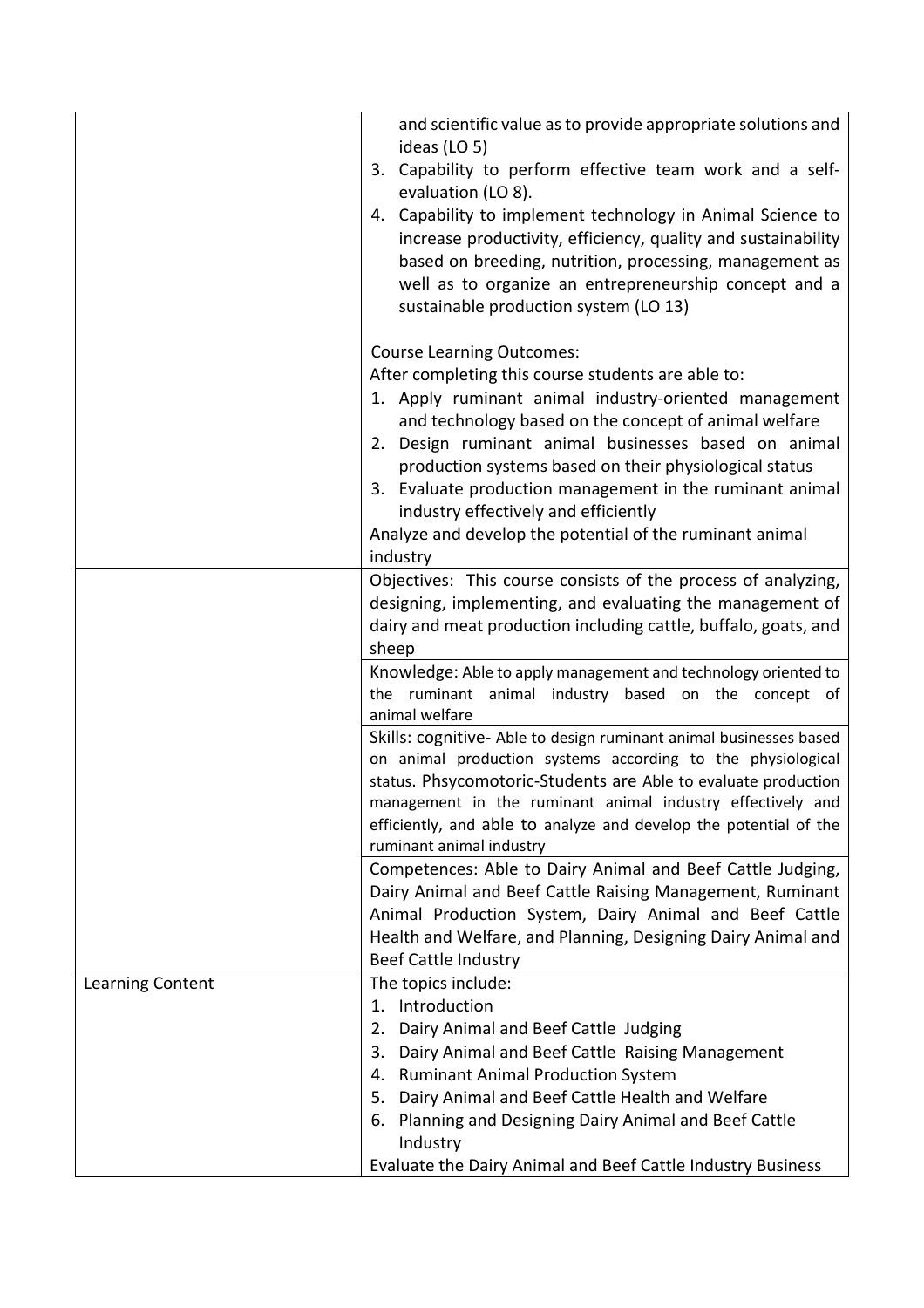| | |
|---|---|
| | and scientific value as to provide appropriate solutions and ideas (LO 5)<br>3. Capability to perform effective team work and a self-evaluation (LO 8).<br>4. Capability to implement technology in Animal Science to increase productivity, efficiency, quality and sustainability based on breeding, nutrition, processing, management as well as to organize an entrepreneurship concept and a sustainable production system (LO 13)<br><br>Course Learning Outcomes:<br>After completing this course students are able to:<br>1. Apply ruminant animal industry-oriented management and technology based on the concept of animal welfare<br>2. Design ruminant animal businesses based on animal production systems based on their physiological status<br>3. Evaluate production management in the ruminant animal industry effectively and efficiently<br>Analyze and develop the potential of the ruminant animal industry |
| | Objectives: This course consists of the process of analyzing, designing, implementing, and evaluating the management of dairy and meat production including cattle, buffalo, goats, and sheep |
| | Knowledge: Able to apply management and technology oriented to the ruminant animal industry based on the concept of animal welfare |
| | Skills: cognitive- Able to design ruminant animal businesses based on animal production systems according to the physiological status. Phsycomotoric-Students are Able to evaluate production management in the ruminant animal industry effectively and efficiently, and able to analyze and develop the potential of the ruminant animal industry |
| | Competences: Able to Dairy Animal and Beef Cattle Judging, Dairy Animal and Beef Cattle Raising Management, Ruminant Animal Production System, Dairy Animal and Beef Cattle Health and Welfare, and Planning, Designing Dairy Animal and Beef Cattle Industry |
| Learning Content | The topics include:<br>1. Introduction<br>2. Dairy Animal and Beef Cattle Judging<br>3. Dairy Animal and Beef Cattle Raising Management<br>4. Ruminant Animal Production System<br>5. Dairy Animal and Beef Cattle Health and Welfare<br>6. Planning and Designing Dairy Animal and Beef Cattle Industry<br>Evaluate the Dairy Animal and Beef Cattle Industry Business |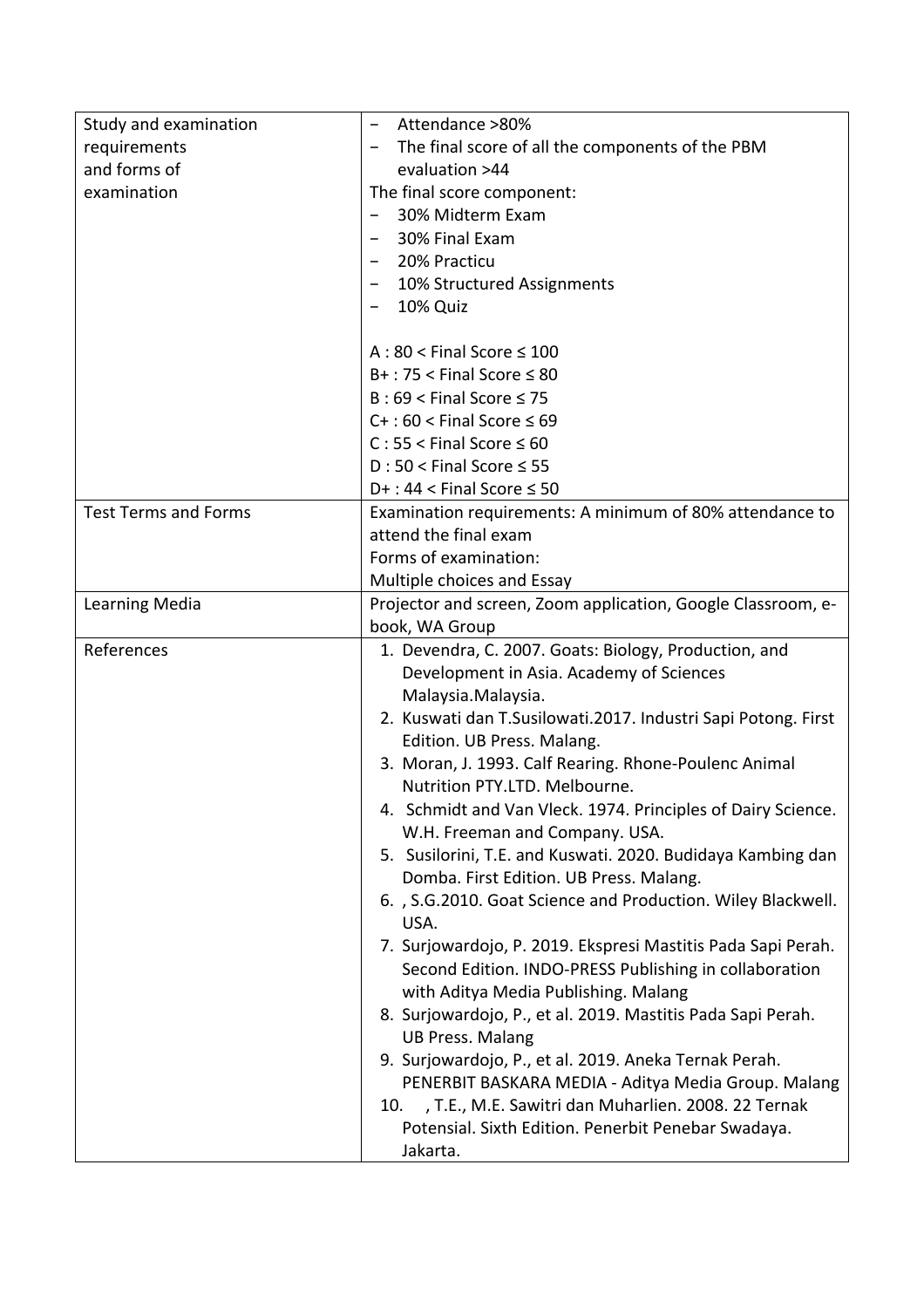| Study and examination requirements and forms of examination | − Attendance >80%<br>− The final score of all the components of the PBM evaluation >44<br>The final score component:<br>− 30% Midterm Exam<br>− 30% Final Exam<br>− 20% Practicu<br>− 10% Structured Assignments<br>− 10% Quiz<br><br>A : 80 < Final Score ≤ 100<br>B+ : 75 < Final Score ≤ 80<br>B : 69 < Final Score ≤ 75<br>C+ : 60 < Final Score ≤ 69<br>C : 55 < Final Score ≤ 60<br>D : 50 < Final Score ≤ 55<br>D+ : 44 < Final Score ≤ 50 |
|---|---|
| Test Terms and Forms | Examination requirements: A minimum of 80% attendance to attend the final exam<br>Forms of examination:<br>Multiple choices and Essay |
| Learning Media | Projector and screen, Zoom application, Google Classroom, e-book, WA Group |
| References | 1. Devendra, C. 2007. Goats: Biology, Production, and Development in Asia. Academy of Sciences Malaysia.Malaysia.<br>2. Kuswati dan T.Susilowati.2017. Industri Sapi Potong. First Edition. UB Press. Malang.<br>3. Moran, J. 1993. Calf Rearing. Rhone-Poulenc Animal Nutrition PTY.LTD. Melbourne.<br>4. Schmidt and Van Vleck. 1974. Principles of Dairy Science. W.H. Freeman and Company. USA.<br>5. Susilorini, T.E. and Kuswati. 2020. Budidaya Kambing dan Domba. First Edition. UB Press. Malang.<br>6. , S.G.2010. Goat Science and Production. Wiley Blackwell. USA.<br>7. Surjowardojo, P. 2019. Ekspresi Mastitis Pada Sapi Perah. Second Edition. INDO-PRESS Publishing in collaboration with Aditya Media Publishing. Malang<br>8. Surjowardojo, P., et al. 2019. Mastitis Pada Sapi Perah. UB Press. Malang<br>9. Surjowardojo, P., et al. 2019. Aneka Ternak Perah. PENERBIT BASKARA MEDIA - Aditya Media Group. Malang<br>10. , T.E., M.E. Sawitri dan Muharlien. 2008. 22 Ternak Potensial. Sixth Edition. Penerbit Penebar Swadaya. Jakarta. |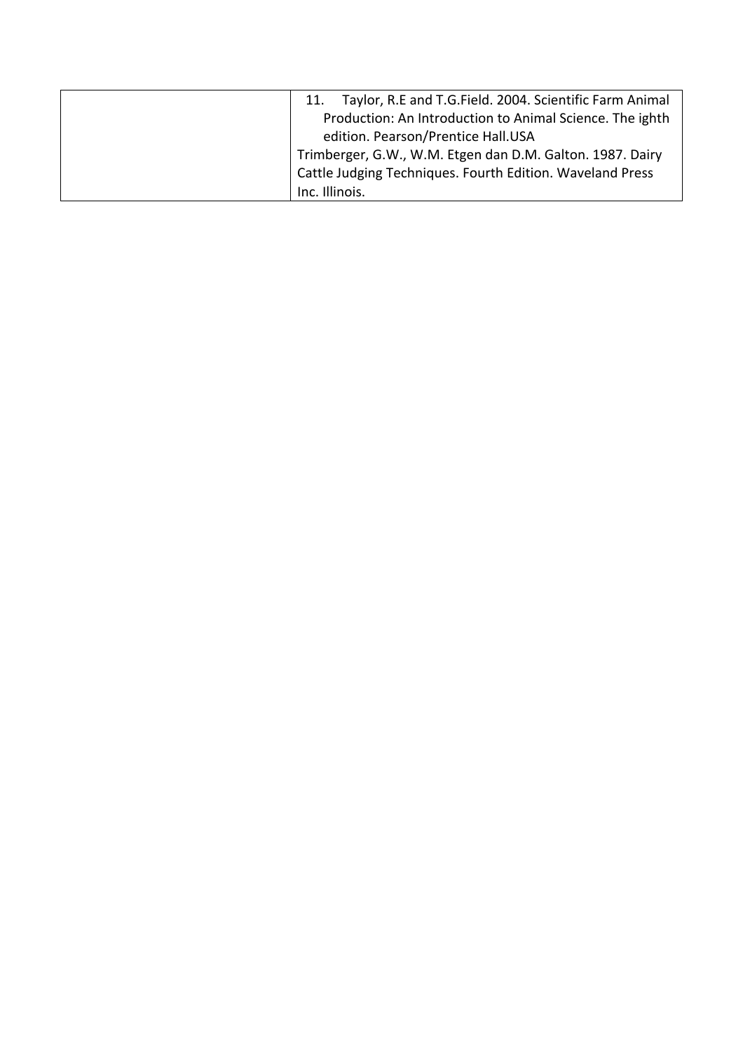| | |
|---|---|
| | 11. Taylor, R.E and T.G.Field. 2004. Scientific Farm Animal Production: An Introduction to Animal Science. The ighth edition. Pearson/Prentice Hall.USA<br>Trimberger, G.W., W.M. Etgen dan D.M. Galton. 1987. Dairy Cattle Judging Techniques. Fourth Edition. Waveland Press Inc. Illinois. |